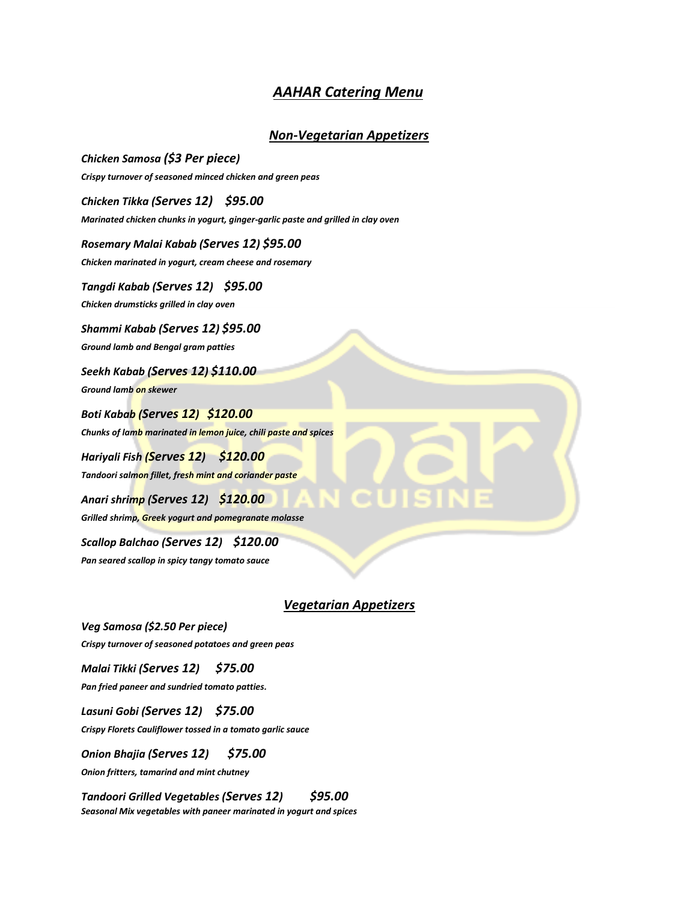# *AAHAR Catering Menu*

## *Non-Vegetarian Appetizers*

***Chicken Samosa ($3 Per piece)***
*Crispy turnover of seasoned minced chicken and green peas*

***Chicken Tikka (Serves 12) $95.00***
*Marinated chicken chunks in yogurt, ginger-garlic paste and grilled in clay oven*

***Rosemary Malai Kabab (Serves 12) $95.00***
*Chicken marinated in yogurt, cream cheese and rosemary*

***Tangdi Kabab (Serves 12) $95.00***
*Chicken drumsticks grilled in clay oven*

***Shammi Kabab (Serves 12) $95.00***
*Ground lamb and Bengal gram patties*

***Seekh Kabab (Serves 12) $110.00***
*Ground lamb on skewer*

***Boti Kabab (Serves 12) $120.00***
*Chunks of lamb marinated in lemon juice, chili paste and spices*

***Hariyali Fish (Serves 12) $120.00***
*Tandoori salmon fillet, fresh mint and coriander paste*

***Anari shrimp (Serves 12) $120.00***
*Grilled shrimp, Greek yogurt and pomegranate molasse*

***Scallop Balchao (Serves 12) $120.00***
*Pan seared scallop in spicy tangy tomato sauce*

## *Vegetarian Appetizers*

***Veg Samosa ($2.50 Per piece)***
*Crispy turnover of seasoned potatoes and green peas*

***Malai Tikki (Serves 12) $75.00***
*Pan fried paneer and sundried tomato patties.*

***Lasuni Gobi (Serves 12) $75.00***
*Crispy Florets Cauliflower tossed in a tomato garlic sauce*

***Onion Bhajia (Serves 12) $75.00***
*Onion fritters, tamarind and mint chutney*

***Tandoori Grilled Vegetables (Serves 12) $95.00***
*Seasonal Mix vegetables with paneer marinated in yogurt and spices*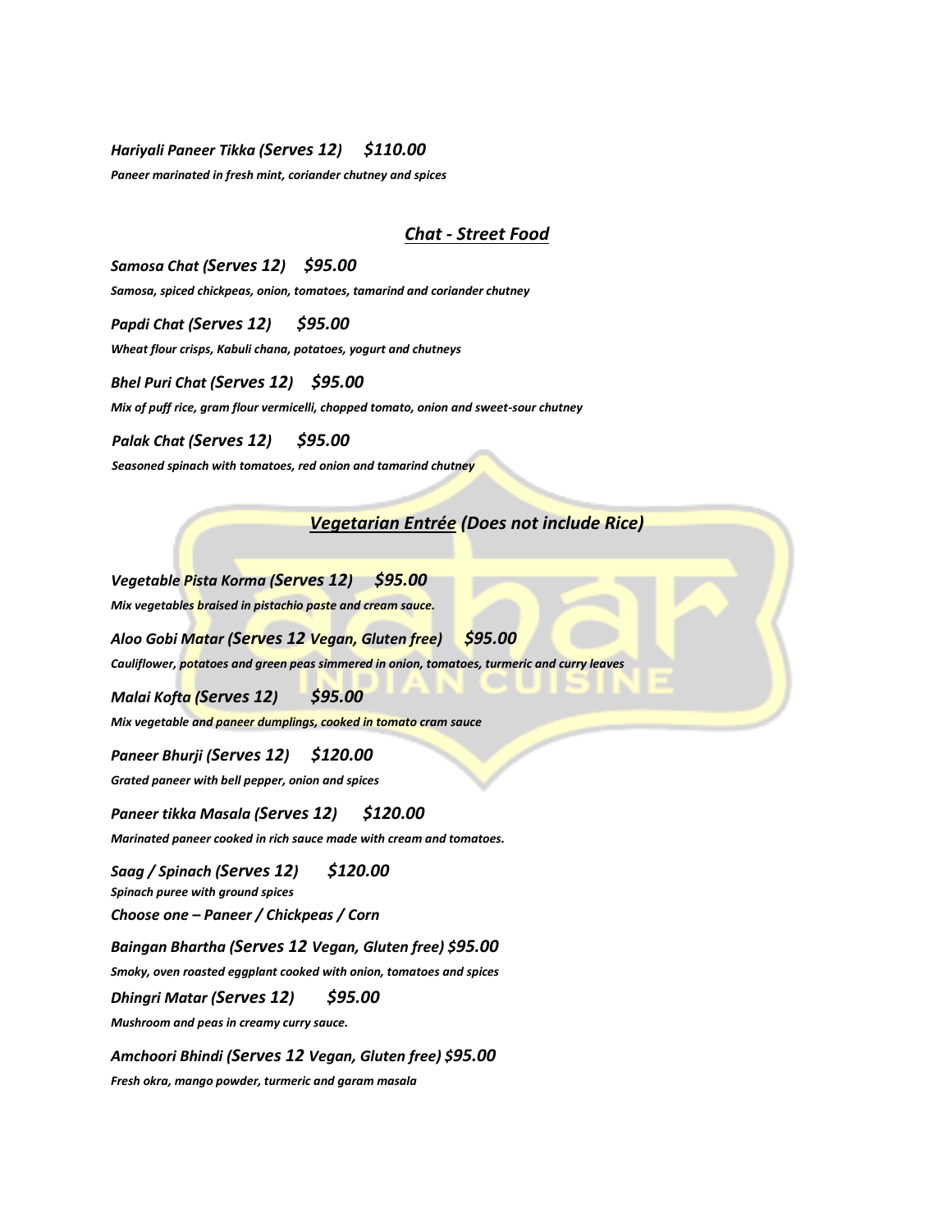***Hariyali Paneer Tikka (Serves 12) $110.00***

***Paneer marinated in fresh mint, coriander chutney and spices***

## ***Chat - Street Food***

***Samosa Chat (Serves 12) $95.00***

***Samosa, spiced chickpeas, onion, tomatoes, tamarind and coriander chutney***

***Papdi Chat (Serves 12) $95.00***

***Wheat flour crisps, Kabuli chana, potatoes, yogurt and chutneys***

***Bhel Puri Chat (Serves 12) $95.00***

***Mix of puff rice, gram flour vermicelli, chopped tomato, onion and sweet-sour chutney***

***Palak Chat (Serves 12) $95.00***

***Seasoned spinach with tomatoes, red onion and tamarind chutney***

## ***Vegetarian Entrée (Does not include Rice)***

***Vegetable Pista Korma (Serves 12) $95.00***

***Mix vegetables braised in pistachio paste and cream sauce.***

***Aloo Gobi Matar (Serves 12 Vegan, Gluten free) $95.00***

***Cauliflower, potatoes and green peas simmered in onion, tomatoes, turmeric and curry leaves***

***Malai Kofta (Serves 12) $95.00***

***Mix vegetable and paneer dumplings, cooked in tomato cram sauce***

***Paneer Bhurji (Serves 12) $120.00***

***Grated paneer with bell pepper, onion and spices***

***Paneer tikka Masala (Serves 12) $120.00***

***Marinated paneer cooked in rich sauce made with cream and tomatoes.***

***Saag / Spinach (Serves 12) $120.00***

***Spinach puree with ground spices***

***Choose one – Paneer / Chickpeas / Corn***

***Baingan Bhartha (Serves 12 Vegan, Gluten free) $95.00***

***Smoky, oven roasted eggplant cooked with onion, tomatoes and spices***

***Dhingri Matar (Serves 12) $95.00***

***Mushroom and peas in creamy curry sauce.***

***Amchoori Bhindi (Serves 12 Vegan, Gluten free) $95.00***

***Fresh okra, mango powder, turmeric and garam masala***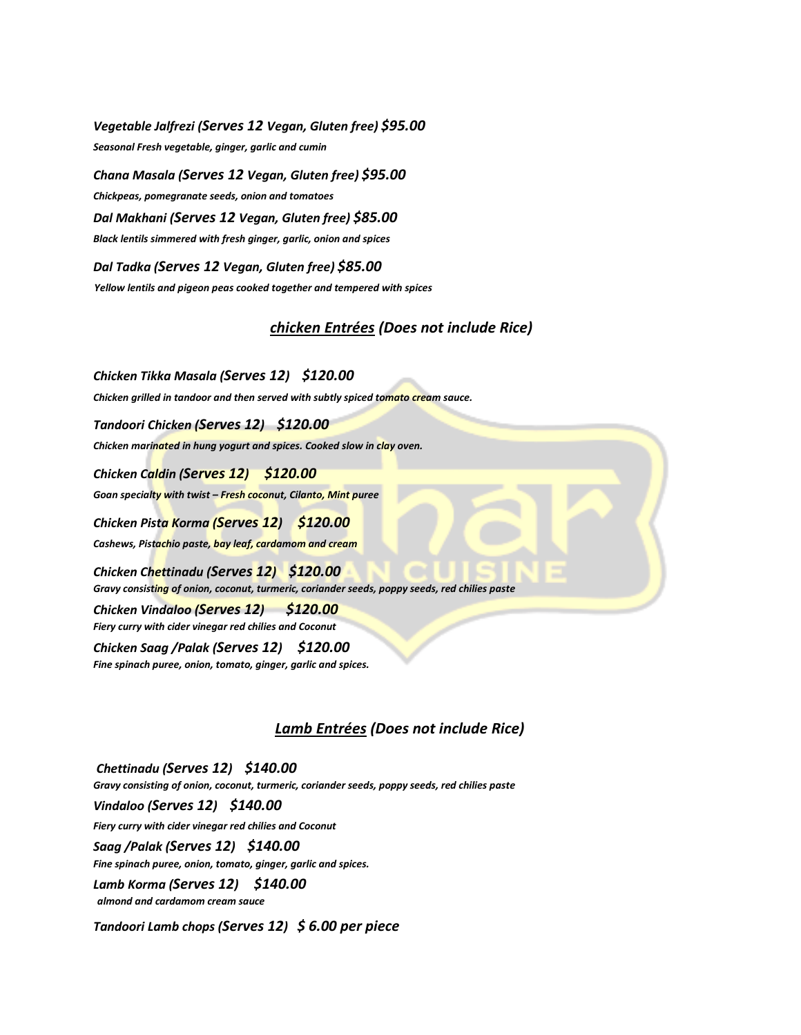***Vegetable Jalfrezi (Serves 12 Vegan, Gluten free) $95.00***

***Seasonal Fresh vegetable, ginger, garlic and cumin***

***Chana Masala (Serves 12 Vegan, Gluten free) $95.00***

***Chickpeas, pomegranate seeds, onion and tomatoes***

***Dal Makhani (Serves 12 Vegan, Gluten free) $85.00***

***Black lentils simmered with fresh ginger, garlic, onion and spices***

***Dal Tadka (Serves 12 Vegan, Gluten free) $85.00***

***Yellow lentils and pigeon peas cooked together and tempered with spices***

## *chicken Entrées (Does not include Rice)*

***Chicken Tikka Masala (Serves 12) $120.00***

***Chicken grilled in tandoor and then served with subtly spiced tomato cream sauce.***

***Tandoori Chicken (Serves 12) $120.00***

***Chicken marinated in hung yogurt and spices. Cooked slow in clay oven.***

***Chicken Caldin (Serves 12) $120.00***

***Goan specialty with twist – Fresh coconut, Cilanto, Mint puree***

***Chicken Pista Korma (Serves 12) $120.00***

***Cashews, Pistachio paste, bay leaf, cardamom and cream***

***Chicken Chettinadu (Serves 12) $120.00***

***Gravy consisting of onion, coconut, turmeric, coriander seeds, poppy seeds, red chilies paste***

***Chicken Vindaloo (Serves 12) $120.00***

***Fiery curry with cider vinegar red chilies and Coconut***

***Chicken Saag /Palak (Serves 12) $120.00***

***Fine spinach puree, onion, tomato, ginger, garlic and spices.***

## *Lamb Entrées (Does not include Rice)*

***Chettinadu (Serves 12) $140.00***

***Gravy consisting of onion, coconut, turmeric, coriander seeds, poppy seeds, red chilies paste***

***Vindaloo (Serves 12) $140.00***

***Fiery curry with cider vinegar red chilies and Coconut***

***Saag /Palak (Serves 12) $140.00***

***Fine spinach puree, onion, tomato, ginger, garlic and spices.***

***Lamb Korma (Serves 12) $140.00***

***almond and cardamom cream sauce***

***Tandoori Lamb chops (Serves 12) $ 6.00 per piece***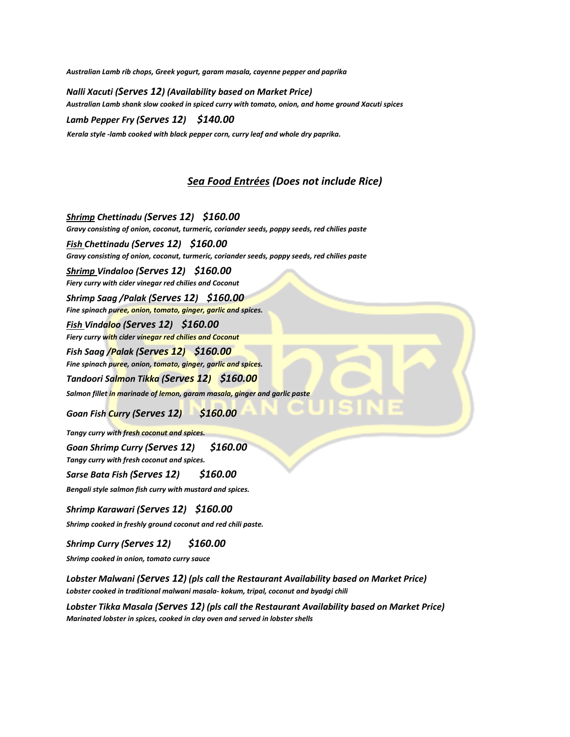*Australian Lamb rib chops, Greek yogurt, garam masala, cayenne pepper and paprika*

***Nalli Xacuti (Serves 12) (Availability based on Market Price)***
*Australian Lamb shank slow cooked in spiced curry with tomato, onion, and home ground Xacuti spices*

***Lamb Pepper Fry (Serves 12) $140.00***
*Kerala style -lamb cooked with black pepper corn, curry leaf and whole dry paprika.*

## *Sea Food Entrées (Does not include Rice)*

***Shrimp Chettinadu (Serves 12) $160.00***
*Gravy consisting of onion, coconut, turmeric, coriander seeds, poppy seeds, red chilies paste*

***Fish Chettinadu (Serves 12) $160.00***
*Gravy consisting of onion, coconut, turmeric, coriander seeds, poppy seeds, red chilies paste*

***Shrimp Vindaloo (Serves 12) $160.00***
*Fiery curry with cider vinegar red chilies and Coconut*

***Shrimp Saag /Palak (Serves 12) $160.00***
*Fine spinach puree, onion, tomato, ginger, garlic and spices.*

***Fish Vindaloo (Serves 12) $160.00***
*Fiery curry with cider vinegar red chilies and Coconut*

***Fish Saag /Palak (Serves 12) $160.00***
*Fine spinach puree, onion, tomato, ginger, garlic and spices.*

***Tandoori Salmon Tikka (Serves 12) $160.00***
*Salmon fillet in marinade of lemon, garam masala, ginger and garlic paste*

***Goan Fish Curry (Serves 12) $160.00***
*Tangy curry with fresh coconut and spices.*

***Goan Shrimp Curry (Serves 12) $160.00***
*Tangy curry with fresh coconut and spices.*

***Sarse Bata Fish (Serves 12) $160.00***
*Bengali style salmon fish curry with mustard and spices.*

***Shrimp Karawari (Serves 12) $160.00***
*Shrimp cooked in freshly ground coconut and red chili paste.*

***Shrimp Curry (Serves 12) $160.00***
*Shrimp cooked in onion, tomato curry sauce*

***Lobster Malwani (Serves 12) (pls call the Restaurant Availability based on Market Price)***
*Lobster cooked in traditional malwani masala- kokum, tripal, coconut and byadgi chili*

***Lobster Tikka Masala (Serves 12) (pls call the Restaurant Availability based on Market Price)***
*Marinated lobster in spices, cooked in clay oven and served in lobster shells*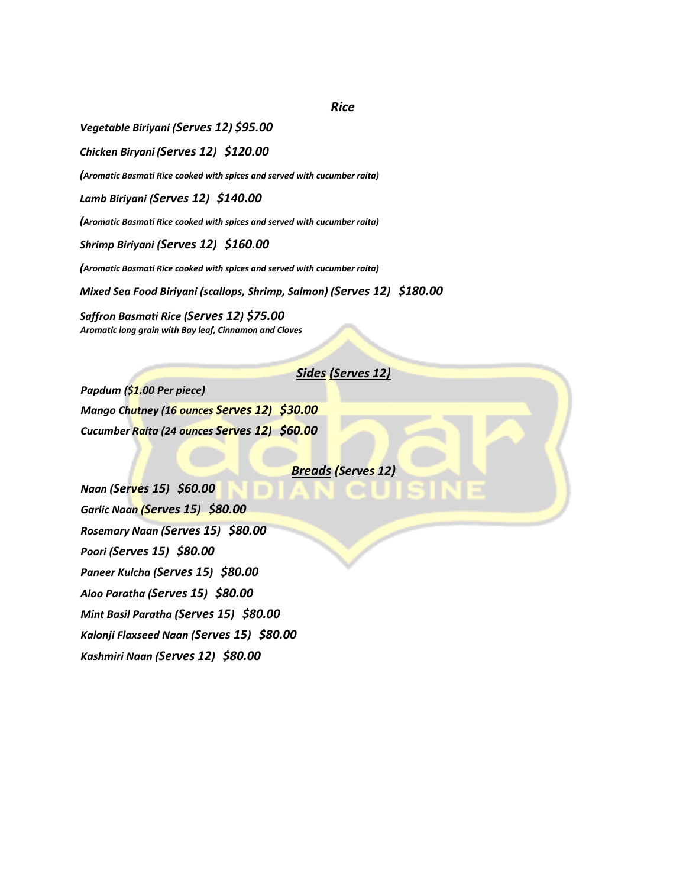## *Rice*

***Vegetable Biriyani (Serves 12) $95.00***

***Chicken Biryani (Serves 12)   $120.00***

***(Aromatic Basmati Rice cooked with spices and served with cucumber raita)***

***Lamb Biriyani (Serves 12)   $140.00***

***(Aromatic Basmati Rice cooked with spices and served with cucumber raita)***

***Shrimp Biriyani (Serves 12)   $160.00***

***(Aromatic Basmati Rice cooked with spices and served with cucumber raita)***

***Mixed Sea Food Biriyani (scallops, Shrimp, Salmon) (Serves 12)   $180.00***

***Saffron Basmati Rice (Serves 12) $75.00***
***Aromatic long grain with Bay leaf, Cinnamon and Cloves***

## ***Sides (Serves 12)***

***Papdum ($1.00 Per piece)***

***Mango Chutney (16 ounces Serves 12)   $30.00***

***Cucumber Raita (24 ounces Serves 12)   $60.00***

## ***Breads (Serves 12)***

***Naan (Serves 15)   $60.00***

***Garlic Naan (Serves 15)   $80.00***

***Rosemary Naan (Serves 15)   $80.00***

***Poori (Serves 15)   $80.00***

***Paneer Kulcha (Serves 15)   $80.00***

***Aloo Paratha (Serves 15)   $80.00***

***Mint Basil Paratha (Serves 15)   $80.00***

***Kalonji Flaxseed Naan (Serves 15)   $80.00***

***Kashmiri Naan (Serves 12)   $80.00***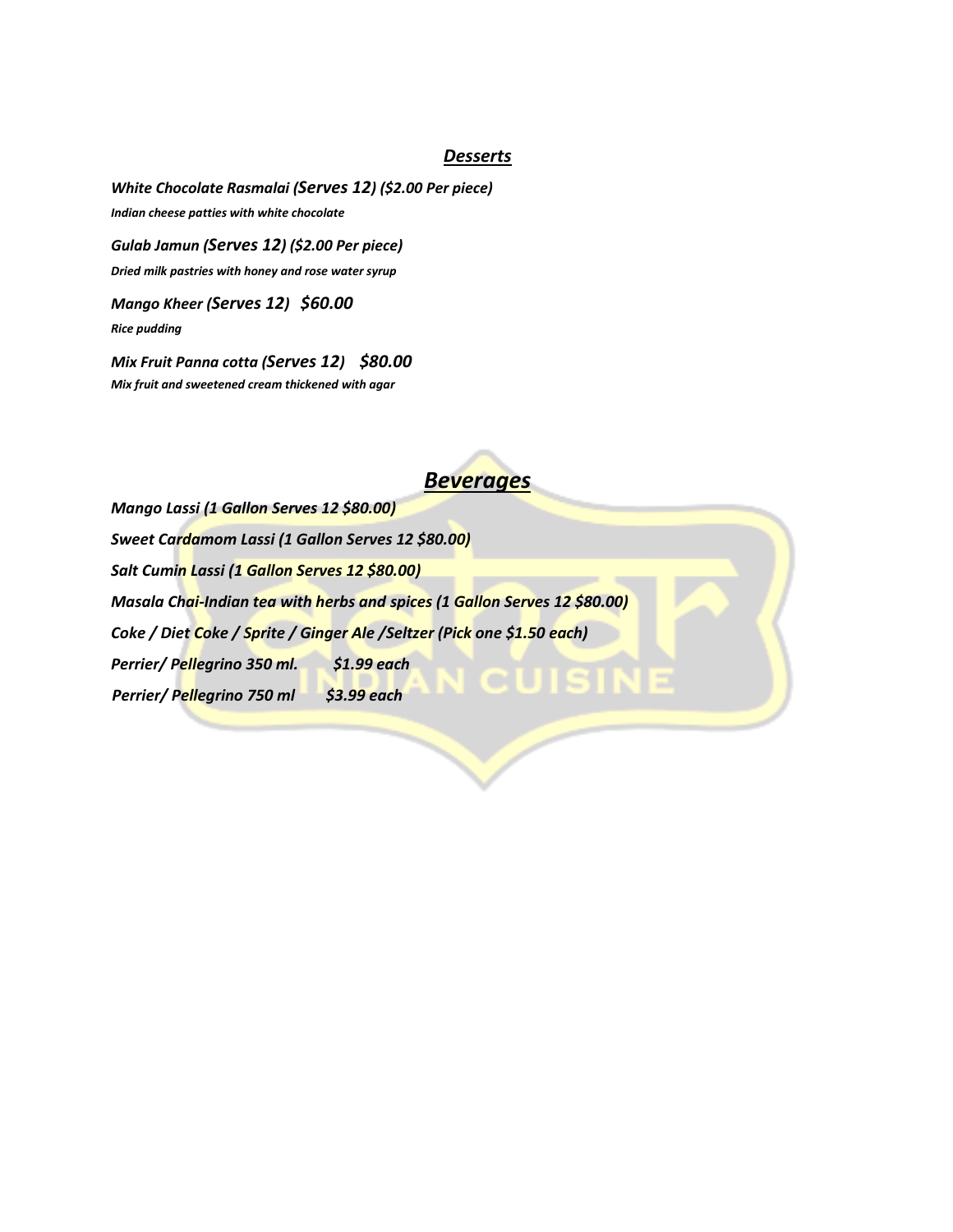## ***Desserts***

***White Chocolate Rasmalai (Serves 12) ($2.00 Per piece)***

***Indian cheese patties with white chocolate***

***Gulab Jamun (Serves 12) ($2.00 Per piece)***

***Dried milk pastries with honey and rose water syrup***

***Mango Kheer (Serves 12) $60.00***

***Rice pudding***

***Mix Fruit Panna cotta (Serves 12) $80.00***

***Mix fruit and sweetened cream thickened with agar***

## ***Beverages***

***Mango Lassi (1 Gallon Serves 12 $80.00)***

***Sweet Cardamom Lassi (1 Gallon Serves 12 $80.00)***

***Salt Cumin Lassi (1 Gallon Serves 12 $80.00)***

***Masala Chai-Indian tea with herbs and spices (1 Gallon Serves 12 $80.00)***

***Coke / Diet Coke / Sprite / Ginger Ale /Seltzer (Pick one $1.50 each)***

***Perrier/ Pellegrino 350 ml. $1.99 each***

***Perrier/ Pellegrino 750 ml $3.99 each***